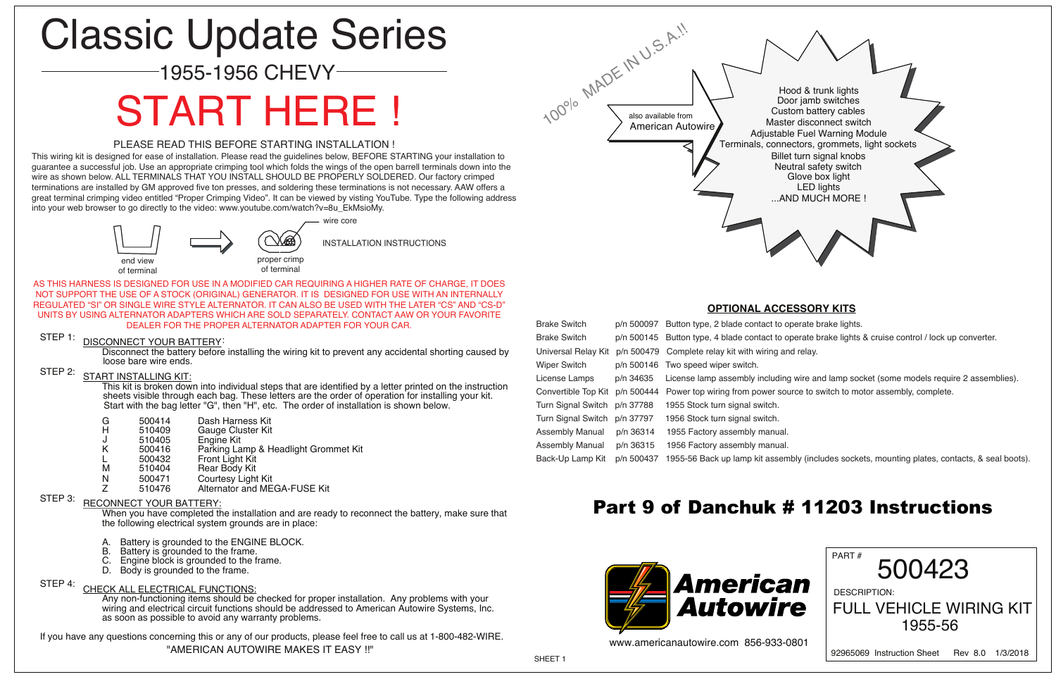# Classic Update Series

## 1955-1956 CHEVY

# START HERE !

PLEASE READ THIS BEFORE STARTING INSTALLATION !

This wiring kit is designed for ease of installation. Please read the guidelines below, BEFORE STARTING your installation to guarantee a successful job. Use an appropriate crimping tool which folds the wings of the open barrel terminals down into the wire as shown below. ALL TERMINALS THAT YOU INSTALL SHOULD BE PROPERLY SOLDERED. Our factory crimped terminations are installed by GM approved five ton presses, and soldering these terminations is not necessary. AAW offers a great terminal crimping video entitled "Proper Crimping Video". It can be viewed by visting YouTube. Type the following address into your web browser to go directly to the video: www.youtube.com/watch?v=8u_EkMsioMy.

end view of terminal — proper crimp of terminal — wire core

INSTALLATION INSTRUCTIONS

AS THIS HARNESS IS DESIGNED FOR USE IN A MODIFIED CAR REQUIRING A HIGHER RATE OF CHARGE, IT DOES NOT SUPPORT THE USE OF A STOCK (ORIGINAL) GENERATOR. IT IS DESIGNED FOR USE WITH AN INTERNALLY REGULATED "SI" OR SINGLE WIRE STYLE ALTERNATOR. IT CAN ALSO BE USED WITH THE LATER "CS" AND "CS-D" UNITS BY USING ALTERNATOR ADAPTERS WHICH ARE SOLD SEPARATELY. CONTACT AAW OR YOUR FAVORITE DEALER FOR THE PROPER ALTERNATOR ADAPTER FOR YOUR CAR.

STEP 1: DISCONNECT YOUR BATTERY:

Disconnect the battery before installing the wiring kit to prevent any accidental shorting caused by loose bare wire ends.

STEP 2: START INSTALLING KIT:

This kit is broken down into individual steps that are identified by a letter printed on the instruction sheets visible through each bag. These letters are the order of operation for installing your kit. Start with the bag letter "G", then "H", etc. The order of installation is shown below.

| | | |
|---|---|---|
| G | 500414 | Dash Harness Kit |
| H | 510409 | Gauge Cluster Kit |
| J | 510405 | Engine Kit |
| K | 500416 | Parking Lamp & Headlight Grommet Kit |
| L | 500432 | Front Light Kit |
| M | 510404 | Rear Body Kit |
| N | 500471 | Courtesy Light Kit |
| Z | 510476 | Alternator and MEGA-FUSE Kit |

STEP 3: RECONNECT YOUR BATTERY:

When you have completed the installation and are ready to reconnect the battery, make sure that the following electrical system grounds are in place:

A. Battery is grounded to the ENGINE BLOCK.
B. Battery is grounded to the frame.
C. Engine block is grounded to the frame.
D. Body is grounded to the frame.

STEP 4: CHECK ALL ELECTRICAL FUNCTIONS:

Any non-functioning items should be checked for proper installation. Any problems with your wiring and electrical circuit functions should be addressed to American Autowire Systems, Inc. as soon as possible to avoid any warranty problems.

If you have any questions concerning this or any of our products, please feel free to call us at 1-800-482-WIRE.
"AMERICAN AUTOWIRE MAKES IT EASY !!"

100% MADE IN U.S.A.!!

also available from American Autowire

- Hood & trunk lights
- Door jamb switches
- Custom battery cables
- Master disconnect switch
- Adjustable Fuel Warning Module
- Terminals, connectors, grommets, light sockets
- Billet turn signal knobs
- Neutral safety switch
- Glove box light
- LED lights
- ...AND MUCH MORE !

## OPTIONAL ACCESSORY KITS

| | | |
|---|---|---|
| Brake Switch | p/n 500097 | Button type, 2 blade contact to operate brake lights. |
| Brake Switch | p/n 500145 | Button type, 4 blade contact to operate brake lights & cruise control / lock up converter. |
| Universal Relay Kit | p/n 500479 | Complete relay kit with wiring and relay. |
| Wiper Switch | p/n 500146 | Two speed wiper switch. |
| License Lamps | p/n 34635 | License lamp assembly including wire and lamp socket (some models require 2 assemblies). |
| Convertible Top Kit | p/n 500444 | Power top wiring from power source to switch to motor assembly, complete. |
| Turn Signal Switch | p/n 37788 | 1955 Stock turn signal switch. |
| Turn Signal Switch | p/n 37797 | 1956 Stock turn signal switch. |
| Assembly Manual | p/n 36314 | 1955 Factory assembly manual. |
| Assembly Manual | p/n 36315 | 1956 Factory assembly manual. |
| Back-Up Lamp Kit | p/n 500437 | 1955-56 Back up lamp kit assembly (includes sockets, mounting plates, contacts, & seal boots). |

# Part 9 of Danchuk # 11203 Instructions

American Autowire

www.americanautowire.com 856-933-0801

PART # 500423

DESCRIPTION: FULL VEHICLE WIRING KIT 1955-56

92965069 Instruction Sheet Rev 8.0 1/3/2018

SHEET 1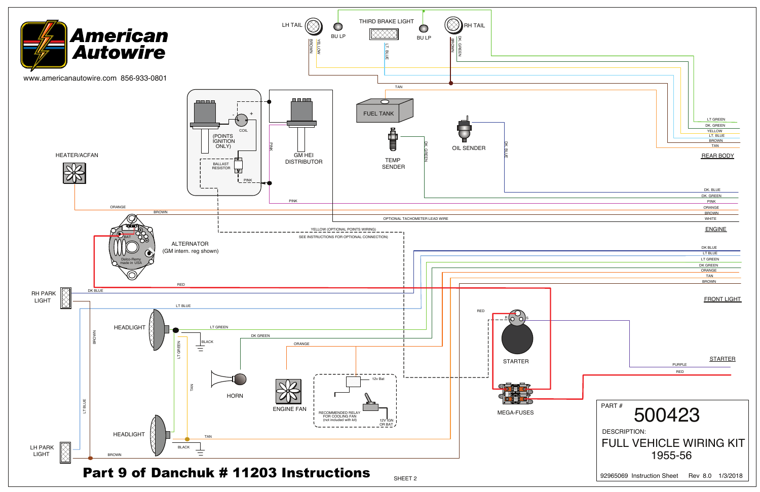**American Autowire**

www.americanautowire.com 856-933-0801

LH TAIL

BU LP

THIRD BRAKE LIGHT

BU LP

RH TAIL

BROWN

YELLOW

LT. BLUE

BROWN

DK. GREEN

TAN

FUEL TANK

TEMP SENDER

OIL SENDER

DK. GREEN

DK. BLUE

LT GREEN

DK. GREEN

YELLOW

LT. BLUE

BROWN

TAN

REAR BODY

COIL

(POINTS IGNITION ONLY)

BALLAST RESISTOR

PINK

GM HEI DISTRIBUTOR

HEATER/ACFAN

ORANGE

BROWN

PINK

OPTIONAL TACHOMETER LEAD WIRE

DK. BLUE

DK. GREEN

PINK

ORANGE

BROWN

WHITE

ENGINE

YELLOW (OPTIONAL POINTS WIRING)

SEE INSTRUCTIONS FOR OPTIONAL CONNECTION)

BAT

ALTERNATOR

(GM intern. reg shown)

Delco-Remy made in USA

DK BLUE

LT BLUE

LT GREEN

DK GREEN

ORANGE

TAN

BROWN

FRONT LIGHT

RED

RH PARK LIGHT

DK BLUE

LT BLUE

BROWN

HEADLIGHT

LT GREEN

BLACK

DK GREEN

LT GREEN

ORANGE

TAN

RED

STARTER

PURPLE

RED

STARTER

HORN

ENGINE FAN

12v Bat

RECOMMENDED RELAY FOR COOLING FAN (not included with kit)

12V IGN OR BAT

MEGA-FUSES

LT BLUE

HEADLIGHT

TAN

BLACK

LH PARK LIGHT

BROWN

PART # 500423

DESCRIPTION:

FULL VEHICLE WIRING KIT

1955-56

92965069 Instruction Sheet Rev 8.0 1/3/2018

**Part 9 of Danchuk # 11203 Instructions**

SHEET 2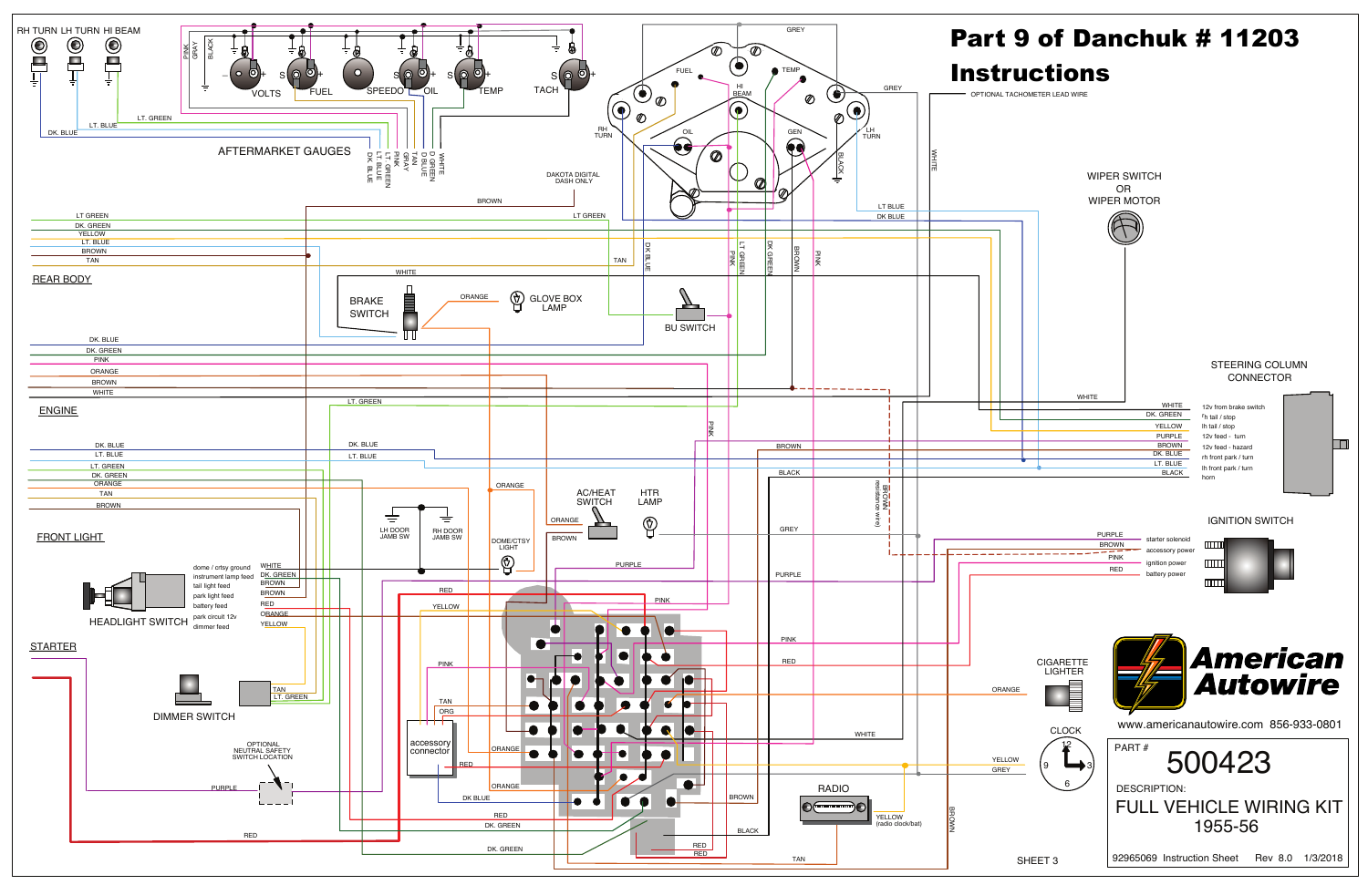# Part 9 of Danchuk # 11203 Instructions

OPTIONAL TACHOMETER LEAD WIRE

RH TURN LH TURN HI BEAM

VOLTS FUEL SPEEDO OIL TEMP TACH

AFTERMARKET GAUGES

DK. BLUE, LT. BLUE, LT. GREEN, PINK, GRAY, TAN, D BLUE, D GREEN, WHITE

DAKOTA DIGITAL DASH ONLY

FUEL, TEMP, HI BEAM, RH TURN, LH TURN, OIL, GEN

REAR BODY

LT GREEN, DK. GREEN, YELLOW, LT. BLUE, BROWN, TAN

BRAKE SWITCH

GLOVE BOX LAMP

BU SWITCH

WIPER SWITCH OR WIPER MOTOR

STEERING COLUMN CONNECTOR

| Wire | Function |
|---|---|
| WHITE | 12v from brake switch |
| DK. GREEN | rh tail / stop |
| YELLOW | lh tail / stop |
| PURPLE | 12v feed - turn |
| BROWN | 12v feed - hazard |
| DK. BLUE | rh front park / turn |
| LT. BLUE | lh front park / turn |
| BLACK | horn |

ENGINE

DK. BLUE, DK. GREEN, PINK, ORANGE, BROWN, WHITE

FRONT LIGHT

DK. BLUE, LT. BLUE, LT. GREEN, DK. GREEN, ORANGE, TAN, BROWN

AC/HEAT SWITCH

HTR LAMP

LH DOOR JAMB SW, RH DOOR JAMB SW

DOME/CTSY LIGHT

IGNITION SWITCH

| Wire | Function |
|---|---|
| PURPLE | starter solenoid |
| BROWN | accessory power |
| PINK | ignition power |
| RED | battery power |

HEADLIGHT SWITCH

| Function | Wire |
|---|---|
| dome / crtsy ground | WHITE |
| instrument lamp feed | DK. GREEN |
| tail light feed | BROWN |
| park light feed | BROWN |
| battery feed | RED |
| park circuit 12v | ORANGE |
| dimmer feed | YELLOW |

STARTER

DIMMER SWITCH

OPTIONAL NEUTRAL SAFETY SWITCH LOCATION

accessory connector

CIGARETTE LIGHTER

CLOCK

RADIO

YELLOW (radio clock/bat)

BROWN (resistance wire)

American Autowire

www.americanautowire.com 856-933-0801

PART # 500423

DESCRIPTION: FULL VEHICLE WIRING KIT 1955-56

SHEET 3

92965069 Instruction Sheet Rev 8.0 1/3/2018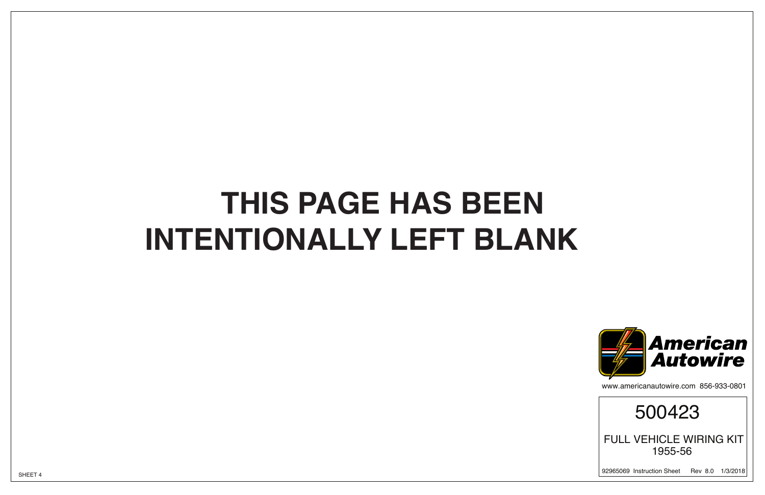# THIS PAGE HAS BEEN INTENTIONALLY LEFT BLANK

American Autowire

www.americanautowire.com 856-933-0801

500423

FULL VEHICLE WIRING KIT
1955-56

92965069 Instruction Sheet Rev 8.0 1/3/2018

SHEET 4